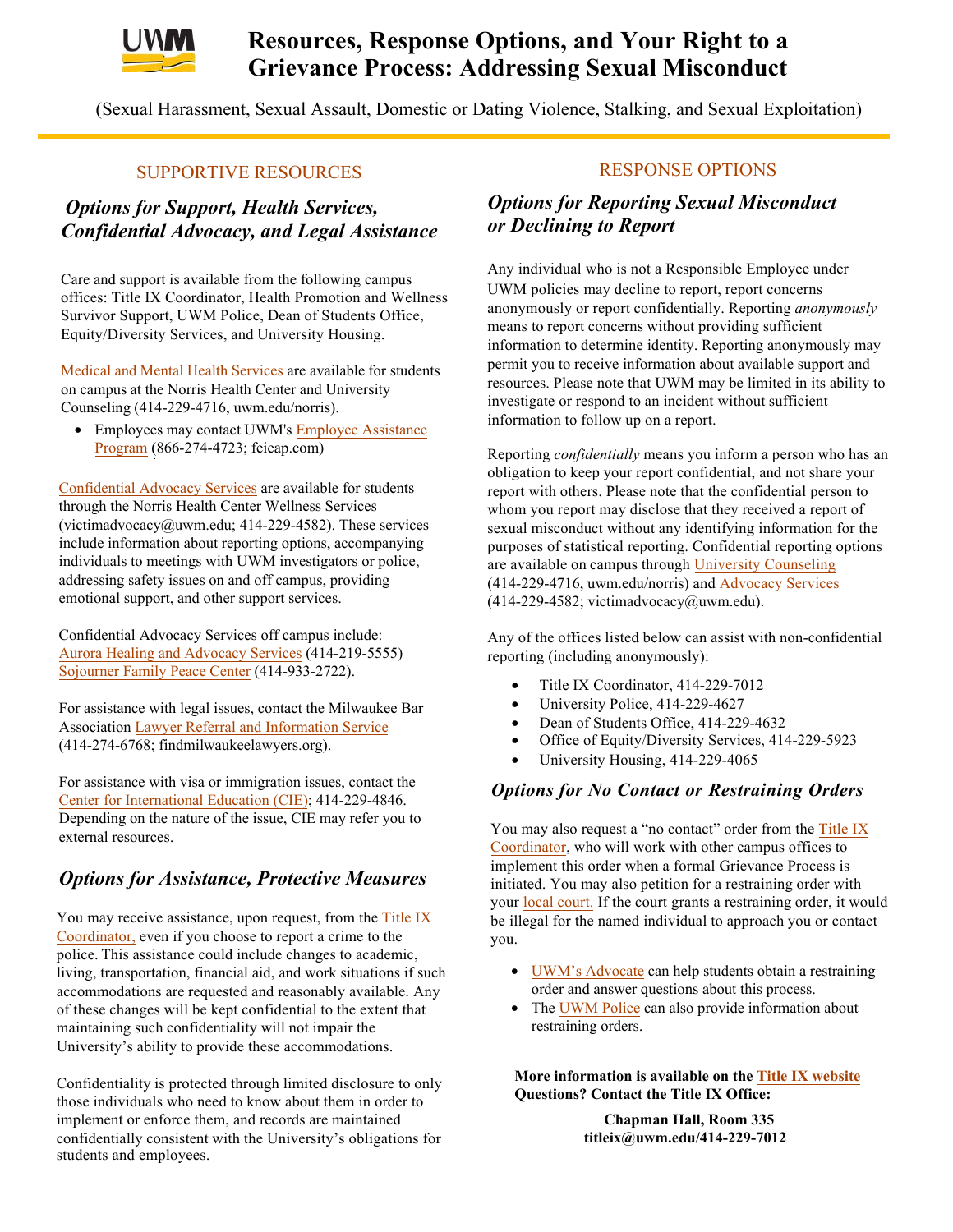# Resources, Response Options, and Your Right to a Grievance Process: Addressing Sexual Misconduct

(Sexual Harassment, Sexual Assault, Domestic or Dating Violence, Stalking, and Sexual Exploitation)

## SUPPORTIVE RESOURCES

### *Options for Support, Health Services, Confidential Advocacy, and Legal Assistance*

Care and support is available from the following campus offices: Title IX Coordinator, Health Promotion and Wellness Survivor Support, UWM Police, Dean of Students Office, Equity/Diversity Services, and University Housing.

Medical and Mental Health Services are available for students on campus at the Norris Health Center and University Counseling (414-229-4716, uwm.edu/norris).

- Employees may contact UWM's Employee Assistance Program (866-274-4723; feieap.com)

Confidential Advocacy Services are available for students through the Norris Health Center Wellness Services (victimadvocacy@uwm.edu; 414-229-4582). These services include information about reporting options, accompanying individuals to meetings with UWM investigators or police, addressing safety issues on and off campus, providing emotional support, and other support services.

Confidential Advocacy Services off campus include: Aurora Healing and Advocacy Services (414-219-5555) Sojourner Family Peace Center (414-933-2722).

For assistance with legal issues, contact the Milwaukee Bar Association Lawyer Referral and Information Service (414-274-6768; findmilwaukeelawyers.org).

For assistance with visa or immigration issues, contact the Center for International Education (CIE); 414-229-4846. Depending on the nature of the issue, CIE may refer you to external resources.

### *Options for Assistance, Protective Measures*

You may receive assistance, upon request, from the Title IX Coordinator, even if you choose to report a crime to the police. This assistance could include changes to academic, living, transportation, financial aid, and work situations if such accommodations are requested and reasonably available. Any of these changes will be kept confidential to the extent that maintaining such confidentiality will not impair the University's ability to provide these accommodations.

Confidentiality is protected through limited disclosure to only those individuals who need to know about them in order to implement or enforce them, and records are maintained confidentially consistent with the University's obligations for students and employees.

## RESPONSE OPTIONS

### *Options for Reporting Sexual Misconduct or Declining to Report*

Any individual who is not a Responsible Employee under UWM policies may decline to report, report concerns anonymously or report confidentially. Reporting *anonymously* means to report concerns without providing sufficient information to determine identity. Reporting anonymously may permit you to receive information about available support and resources. Please note that UWM may be limited in its ability to investigate or respond to an incident without sufficient information to follow up on a report.

Reporting *confidentially* means you inform a person who has an obligation to keep your report confidential, and not share your report with others. Please note that the confidential person to whom you report may disclose that they received a report of sexual misconduct without any identifying information for the purposes of statistical reporting. Confidential reporting options are available on campus through University Counseling (414-229-4716, uwm.edu/norris) and Advocacy Services (414-229-4582; victimadvocacy@uwm.edu).

Any of the offices listed below can assist with non-confidential reporting (including anonymously):

- Title IX Coordinator, 414-229-7012
- University Police, 414-229-4627
- Dean of Students Office, 414-229-4632
- Office of Equity/Diversity Services, 414-229-5923
- University Housing, 414-229-4065

### *Options for No Contact or Restraining Orders*

You may also request a "no contact" order from the Title IX Coordinator, who will work with other campus offices to implement this order when a formal Grievance Process is initiated. You may also petition for a restraining order with your local court. If the court grants a restraining order, it would be illegal for the named individual to approach you or contact you.

- UWM's Advocate can help students obtain a restraining order and answer questions about this process.
- The UWM Police can also provide information about restraining orders.

**More information is available on the Title IX website**
**Questions? Contact the Title IX Office:**

**Chapman Hall, Room 335**
**titleix@uwm.edu/414-229-7012**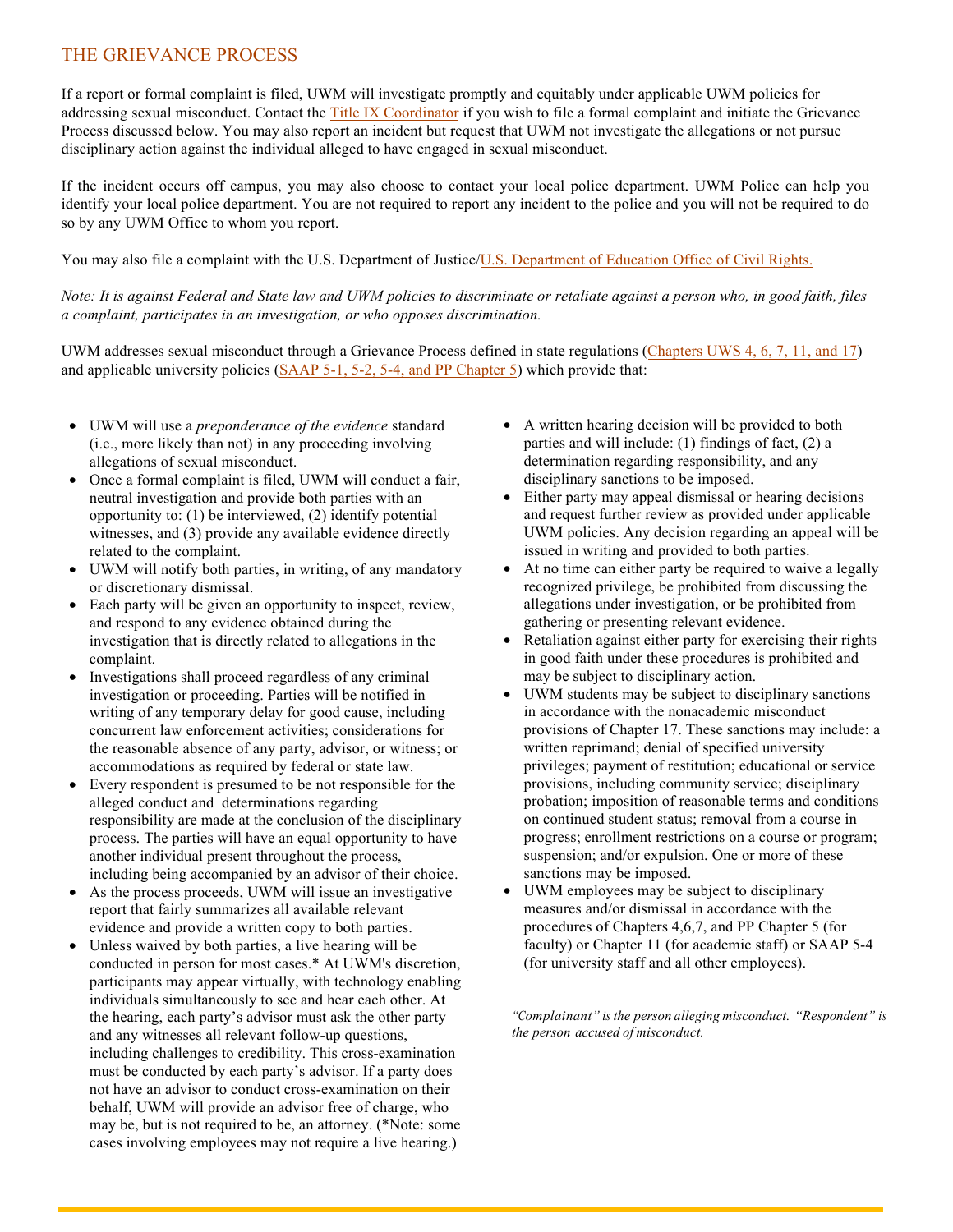## THE GRIEVANCE PROCESS

If a report or formal complaint is filed, UWM will investigate promptly and equitably under applicable UWM policies for addressing sexual misconduct. Contact the Title IX Coordinator if you wish to file a formal complaint and initiate the Grievance Process discussed below. You may also report an incident but request that UWM not investigate the allegations or not pursue disciplinary action against the individual alleged to have engaged in sexual misconduct.

If the incident occurs off campus, you may also choose to contact your local police department. UWM Police can help you identify your local police department. You are not required to report any incident to the police and you will not be required to do so by any UWM Office to whom you report.

You may also file a complaint with the U.S. Department of Justice/U.S. Department of Education Office of Civil Rights.

*Note: It is against Federal and State law and UWM policies to discriminate or retaliate against a person who, in good faith, files a complaint, participates in an investigation, or who opposes discrimination.*

UWM addresses sexual misconduct through a Grievance Process defined in state regulations (Chapters UWS 4, 6, 7, 11, and 17) and applicable university policies (SAAP 5-1, 5-2, 5-4, and PP Chapter 5) which provide that:

- UWM will use a *preponderance of the evidence* standard (i.e., more likely than not) in any proceeding involving allegations of sexual misconduct.
- Once a formal complaint is filed, UWM will conduct a fair, neutral investigation and provide both parties with an opportunity to: (1) be interviewed, (2) identify potential witnesses, and (3) provide any available evidence directly related to the complaint.
- UWM will notify both parties, in writing, of any mandatory or discretionary dismissal.
- Each party will be given an opportunity to inspect, review, and respond to any evidence obtained during the investigation that is directly related to allegations in the complaint.
- Investigations shall proceed regardless of any criminal investigation or proceeding. Parties will be notified in writing of any temporary delay for good cause, including concurrent law enforcement activities; considerations for the reasonable absence of any party, advisor, or witness; or accommodations as required by federal or state law.
- Every respondent is presumed to be not responsible for the alleged conduct and determinations regarding responsibility are made at the conclusion of the disciplinary process. The parties will have an equal opportunity to have another individual present throughout the process, including being accompanied by an advisor of their choice.
- As the process proceeds, UWM will issue an investigative report that fairly summarizes all available relevant evidence and provide a written copy to both parties.
- Unless waived by both parties, a live hearing will be conducted in person for most cases.* At UWM's discretion, participants may appear virtually, with technology enabling individuals simultaneously to see and hear each other. At the hearing, each party's advisor must ask the other party and any witnesses all relevant follow-up questions, including challenges to credibility. This cross-examination must be conducted by each party's advisor. If a party does not have an advisor to conduct cross-examination on their behalf, UWM will provide an advisor free of charge, who may be, but is not required to be, an attorney. (*Note: some cases involving employees may not require a live hearing.)
- A written hearing decision will be provided to both parties and will include: (1) findings of fact, (2) a determination regarding responsibility, and any disciplinary sanctions to be imposed.
- Either party may appeal dismissal or hearing decisions and request further review as provided under applicable UWM policies. Any decision regarding an appeal will be issued in writing and provided to both parties.
- At no time can either party be required to waive a legally recognized privilege, be prohibited from discussing the allegations under investigation, or be prohibited from gathering or presenting relevant evidence.
- Retaliation against either party for exercising their rights in good faith under these procedures is prohibited and may be subject to disciplinary action.
- UWM students may be subject to disciplinary sanctions in accordance with the nonacademic misconduct provisions of Chapter 17. These sanctions may include: a written reprimand; denial of specified university privileges; payment of restitution; educational or service provisions, including community service; disciplinary probation; imposition of reasonable terms and conditions on continued student status; removal from a course in progress; enrollment restrictions on a course or program; suspension; and/or expulsion. One or more of these sanctions may be imposed.
- UWM employees may be subject to disciplinary measures and/or dismissal in accordance with the procedures of Chapters 4,6,7, and PP Chapter 5 (for faculty) or Chapter 11 (for academic staff) or SAAP 5-4 (for university staff and all other employees).

*"Complainant" is the person alleging misconduct. "Respondent" is the person accused of misconduct.*